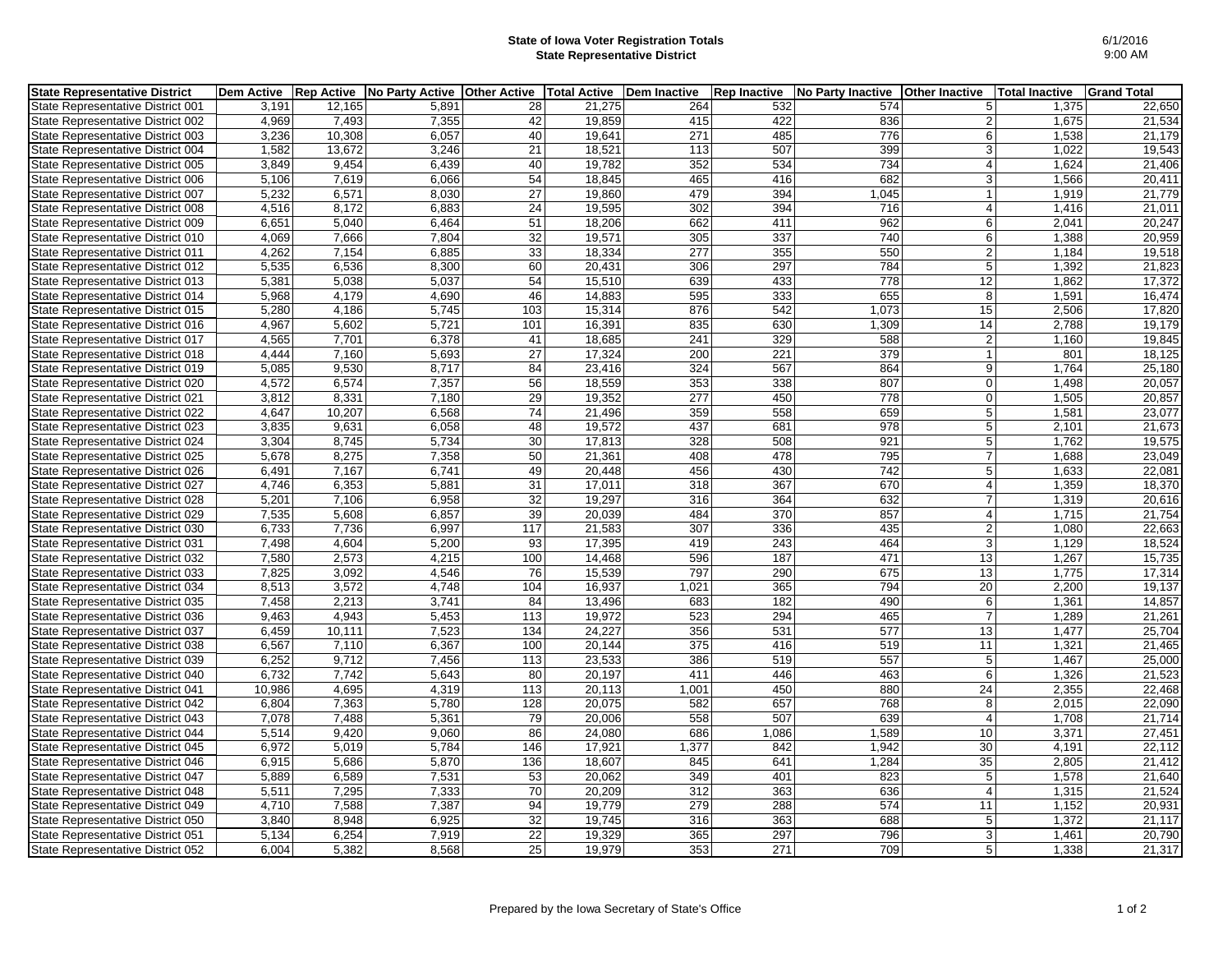# State of Iowa Voter Registration Totals
## State Representative District

6/1/2016
9:00 AM

| State Representative District | Dem Active | Rep Active | No Party Active | Other Active | Total Active | Dem Inactive | Rep Inactive | No Party Inactive | Other Inactive | Total Inactive | Grand Total |
|---|---|---|---|---|---|---|---|---|---|---|---|
| State Representative District 001 | 3,191 | 12,165 | 5,891 | 28 | 21,275 | 264 | 532 | 574 | 5 | 1,375 | 22,650 |
| State Representative District 002 | 4,969 | 7,493 | 7,355 | 42 | 19,859 | 415 | 422 | 836 | 2 | 1,675 | 21,534 |
| State Representative District 003 | 3,236 | 10,308 | 6,057 | 40 | 19,641 | 271 | 485 | 776 | 6 | 1,538 | 21,179 |
| State Representative District 004 | 1,582 | 13,672 | 3,246 | 21 | 18,521 | 113 | 507 | 399 | 3 | 1,022 | 19,543 |
| State Representative District 005 | 3,849 | 9,454 | 6,439 | 40 | 19,782 | 352 | 534 | 734 | 4 | 1,624 | 21,406 |
| State Representative District 006 | 5,106 | 7,619 | 6,066 | 54 | 18,845 | 465 | 416 | 682 | 3 | 1,566 | 20,411 |
| State Representative District 007 | 5,232 | 6,571 | 8,030 | 27 | 19,860 | 479 | 394 | 1,045 | 1 | 1,919 | 21,779 |
| State Representative District 008 | 4,516 | 8,172 | 6,883 | 24 | 19,595 | 302 | 394 | 716 | 4 | 1,416 | 21,011 |
| State Representative District 009 | 6,651 | 5,040 | 6,464 | 51 | 18,206 | 662 | 411 | 962 | 6 | 2,041 | 20,247 |
| State Representative District 010 | 4,069 | 7,666 | 7,804 | 32 | 19,571 | 305 | 337 | 740 | 6 | 1,388 | 20,959 |
| State Representative District 011 | 4,262 | 7,154 | 6,885 | 33 | 18,334 | 277 | 355 | 550 | 2 | 1,184 | 19,518 |
| State Representative District 012 | 5,535 | 6,536 | 8,300 | 60 | 20,431 | 306 | 297 | 784 | 5 | 1,392 | 21,823 |
| State Representative District 013 | 5,381 | 5,038 | 5,037 | 54 | 15,510 | 639 | 433 | 778 | 12 | 1,862 | 17,372 |
| State Representative District 014 | 5,968 | 4,179 | 4,690 | 46 | 14,883 | 595 | 333 | 655 | 8 | 1,591 | 16,474 |
| State Representative District 015 | 5,280 | 4,186 | 5,745 | 103 | 15,314 | 876 | 542 | 1,073 | 15 | 2,506 | 17,820 |
| State Representative District 016 | 4,967 | 5,602 | 5,721 | 101 | 16,391 | 835 | 630 | 1,309 | 14 | 2,788 | 19,179 |
| State Representative District 017 | 4,565 | 7,701 | 6,378 | 41 | 18,685 | 241 | 329 | 588 | 2 | 1,160 | 19,845 |
| State Representative District 018 | 4,444 | 7,160 | 5,693 | 27 | 17,324 | 200 | 221 | 379 | 1 | 801 | 18,125 |
| State Representative District 019 | 5,085 | 9,530 | 8,717 | 84 | 23,416 | 324 | 567 | 864 | 9 | 1,764 | 25,180 |
| State Representative District 020 | 4,572 | 6,574 | 7,357 | 56 | 18,559 | 353 | 338 | 807 | 0 | 1,498 | 20,057 |
| State Representative District 021 | 3,812 | 8,331 | 7,180 | 29 | 19,352 | 277 | 450 | 778 | 0 | 1,505 | 20,857 |
| State Representative District 022 | 4,647 | 10,207 | 6,568 | 74 | 21,496 | 359 | 558 | 659 | 5 | 1,581 | 23,077 |
| State Representative District 023 | 3,835 | 9,631 | 6,058 | 48 | 19,572 | 437 | 681 | 978 | 5 | 2,101 | 21,673 |
| State Representative District 024 | 3,304 | 8,745 | 5,734 | 30 | 17,813 | 328 | 508 | 921 | 5 | 1,762 | 19,575 |
| State Representative District 025 | 5,678 | 8,275 | 7,358 | 50 | 21,361 | 408 | 478 | 795 | 7 | 1,688 | 23,049 |
| State Representative District 026 | 6,491 | 7,167 | 6,741 | 49 | 20,448 | 456 | 430 | 742 | 5 | 1,633 | 22,081 |
| State Representative District 027 | 4,746 | 6,353 | 5,881 | 31 | 17,011 | 318 | 367 | 670 | 4 | 1,359 | 18,370 |
| State Representative District 028 | 5,201 | 7,106 | 6,958 | 32 | 19,297 | 316 | 364 | 632 | 7 | 1,319 | 20,616 |
| State Representative District 029 | 7,535 | 5,608 | 6,857 | 39 | 20,039 | 484 | 370 | 857 | 4 | 1,715 | 21,754 |
| State Representative District 030 | 6,733 | 7,736 | 6,997 | 117 | 21,583 | 307 | 336 | 435 | 2 | 1,080 | 22,663 |
| State Representative District 031 | 7,498 | 4,604 | 5,200 | 93 | 17,395 | 419 | 243 | 464 | 3 | 1,129 | 18,524 |
| State Representative District 032 | 7,580 | 2,573 | 4,215 | 100 | 14,468 | 596 | 187 | 471 | 13 | 1,267 | 15,735 |
| State Representative District 033 | 7,825 | 3,092 | 4,546 | 76 | 15,539 | 797 | 290 | 675 | 13 | 1,775 | 17,314 |
| State Representative District 034 | 8,513 | 3,572 | 4,748 | 104 | 16,937 | 1,021 | 365 | 794 | 20 | 2,200 | 19,137 |
| State Representative District 035 | 7,458 | 2,213 | 3,741 | 84 | 13,496 | 683 | 182 | 490 | 6 | 1,361 | 14,857 |
| State Representative District 036 | 9,463 | 4,943 | 5,453 | 113 | 19,972 | 523 | 294 | 465 | 7 | 1,289 | 21,261 |
| State Representative District 037 | 6,459 | 10,111 | 7,523 | 134 | 24,227 | 356 | 531 | 577 | 13 | 1,477 | 25,704 |
| State Representative District 038 | 6,567 | 7,110 | 6,367 | 100 | 20,144 | 375 | 416 | 519 | 11 | 1,321 | 21,465 |
| State Representative District 039 | 6,252 | 9,712 | 7,456 | 113 | 23,533 | 386 | 519 | 557 | 5 | 1,467 | 25,000 |
| State Representative District 040 | 6,732 | 7,742 | 5,643 | 80 | 20,197 | 411 | 446 | 463 | 6 | 1,326 | 21,523 |
| State Representative District 041 | 10,986 | 4,695 | 4,319 | 113 | 20,113 | 1,001 | 450 | 880 | 24 | 2,355 | 22,468 |
| State Representative District 042 | 6,804 | 7,363 | 5,780 | 128 | 20,075 | 582 | 657 | 768 | 8 | 2,015 | 22,090 |
| State Representative District 043 | 7,078 | 7,488 | 5,361 | 79 | 20,006 | 558 | 507 | 639 | 4 | 1,708 | 21,714 |
| State Representative District 044 | 5,514 | 9,420 | 9,060 | 86 | 24,080 | 686 | 1,086 | 1,589 | 10 | 3,371 | 27,451 |
| State Representative District 045 | 6,972 | 5,019 | 5,784 | 146 | 17,921 | 1,377 | 842 | 1,942 | 30 | 4,191 | 22,112 |
| State Representative District 046 | 6,915 | 5,686 | 5,870 | 136 | 18,607 | 845 | 641 | 1,284 | 35 | 2,805 | 21,412 |
| State Representative District 047 | 5,889 | 6,589 | 7,531 | 53 | 20,062 | 349 | 401 | 823 | 5 | 1,578 | 21,640 |
| State Representative District 048 | 5,511 | 7,295 | 7,333 | 70 | 20,209 | 312 | 363 | 636 | 4 | 1,315 | 21,524 |
| State Representative District 049 | 4,710 | 7,588 | 7,387 | 94 | 19,779 | 279 | 288 | 574 | 11 | 1,152 | 20,931 |
| State Representative District 050 | 3,840 | 8,948 | 6,925 | 32 | 19,745 | 316 | 363 | 688 | 5 | 1,372 | 21,117 |
| State Representative District 051 | 5,134 | 6,254 | 7,919 | 22 | 19,329 | 365 | 297 | 796 | 3 | 1,461 | 20,790 |
| State Representative District 052 | 6,004 | 5,382 | 8,568 | 25 | 19,979 | 353 | 271 | 709 | 5 | 1,338 | 21,317 |

Prepared by the Iowa Secretary of State's Office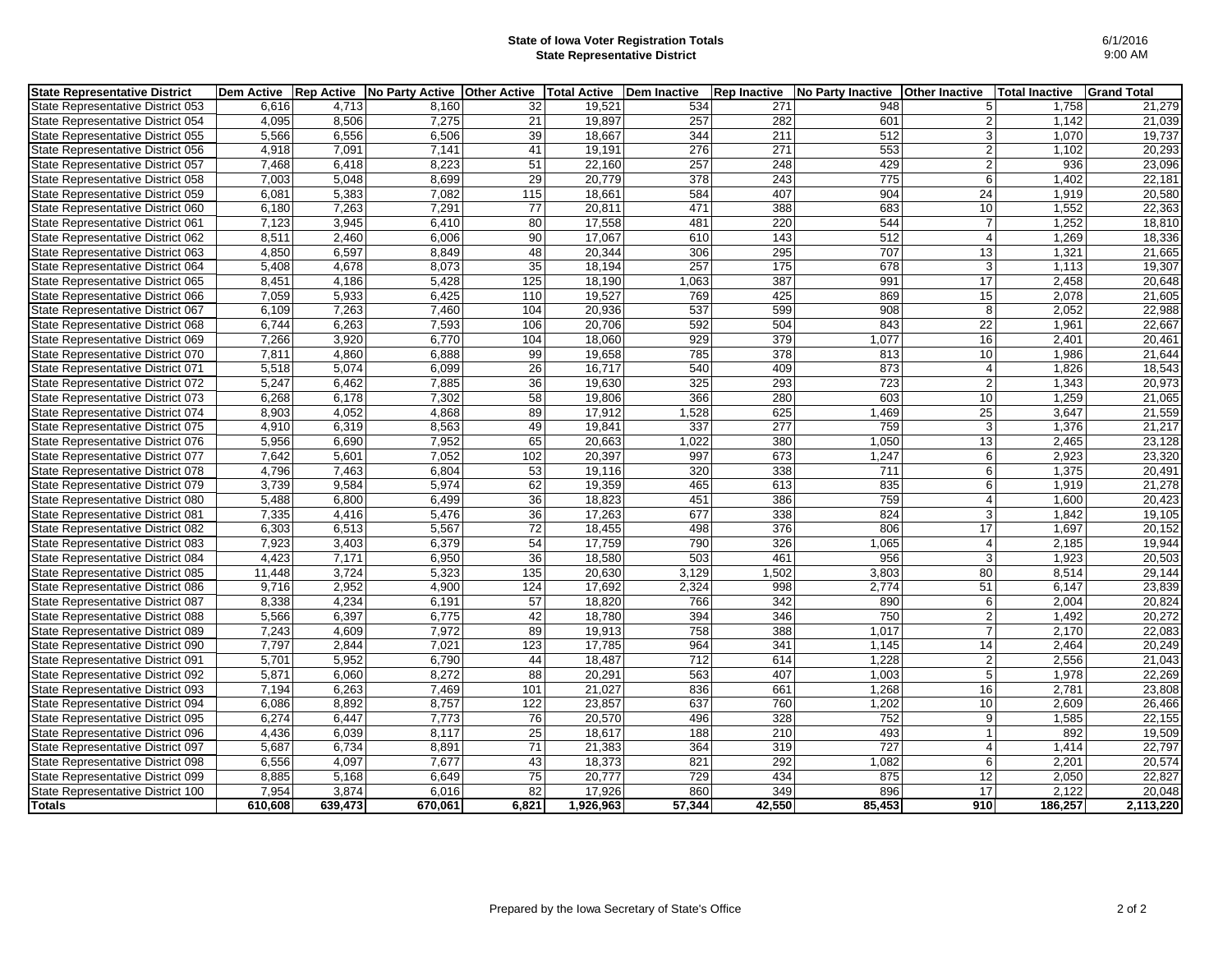# State of Iowa Voter Registration Totals
## State Representative District

6/1/2016
9:00 AM

| State Representative District | Dem Active | Rep Active | No Party Active | Other Active | Total Active | Dem Inactive | Rep Inactive | No Party Inactive | Other Inactive | Total Inactive | Grand Total |
|---|---|---|---|---|---|---|---|---|---|---|---|
| State Representative District 053 | 6,616 | 4,713 | 8,160 | 32 | 19,521 | 534 | 271 | 948 | 5 | 1,758 | 21,279 |
| State Representative District 054 | 4,095 | 8,506 | 7,275 | 21 | 19,897 | 257 | 282 | 601 | 2 | 1,142 | 21,039 |
| State Representative District 055 | 5,566 | 6,556 | 6,506 | 39 | 18,667 | 344 | 211 | 512 | 3 | 1,070 | 19,737 |
| State Representative District 056 | 4,918 | 7,091 | 7,141 | 41 | 19,191 | 276 | 271 | 553 | 2 | 1,102 | 20,293 |
| State Representative District 057 | 7,468 | 6,418 | 8,223 | 51 | 22,160 | 257 | 248 | 429 | 2 | 936 | 23,096 |
| State Representative District 058 | 7,003 | 5,048 | 8,699 | 29 | 20,779 | 378 | 243 | 775 | 6 | 1,402 | 22,181 |
| State Representative District 059 | 6,081 | 5,383 | 7,082 | 115 | 18,661 | 584 | 407 | 904 | 24 | 1,919 | 20,580 |
| State Representative District 060 | 6,180 | 7,263 | 7,291 | 77 | 20,811 | 471 | 388 | 683 | 10 | 1,552 | 22,363 |
| State Representative District 061 | 7,123 | 3,945 | 6,410 | 80 | 17,558 | 481 | 220 | 544 | 7 | 1,252 | 18,810 |
| State Representative District 062 | 8,511 | 2,460 | 6,006 | 90 | 17,067 | 610 | 143 | 512 | 4 | 1,269 | 18,336 |
| State Representative District 063 | 4,850 | 6,597 | 8,849 | 48 | 20,344 | 306 | 295 | 707 | 13 | 1,321 | 21,665 |
| State Representative District 064 | 5,408 | 4,678 | 8,073 | 35 | 18,194 | 257 | 175 | 678 | 3 | 1,113 | 19,307 |
| State Representative District 065 | 8,451 | 4,186 | 5,428 | 125 | 18,190 | 1,063 | 387 | 991 | 17 | 2,458 | 20,648 |
| State Representative District 066 | 7,059 | 5,933 | 6,425 | 110 | 19,527 | 769 | 425 | 869 | 15 | 2,078 | 21,605 |
| State Representative District 067 | 6,109 | 7,263 | 7,460 | 104 | 20,936 | 537 | 599 | 908 | 8 | 2,052 | 22,988 |
| State Representative District 068 | 6,744 | 6,263 | 7,593 | 106 | 20,706 | 592 | 504 | 843 | 22 | 1,961 | 22,667 |
| State Representative District 069 | 7,266 | 3,920 | 6,770 | 104 | 18,060 | 929 | 379 | 1,077 | 16 | 2,401 | 20,461 |
| State Representative District 070 | 7,811 | 4,860 | 6,888 | 99 | 19,658 | 785 | 378 | 813 | 10 | 1,986 | 21,644 |
| State Representative District 071 | 5,518 | 5,074 | 6,099 | 26 | 16,717 | 540 | 409 | 873 | 4 | 1,826 | 18,543 |
| State Representative District 072 | 5,247 | 6,462 | 7,885 | 36 | 19,630 | 325 | 293 | 723 | 2 | 1,343 | 20,973 |
| State Representative District 073 | 6,268 | 6,178 | 7,302 | 58 | 19,806 | 366 | 280 | 603 | 10 | 1,259 | 21,065 |
| State Representative District 074 | 8,903 | 4,052 | 4,868 | 89 | 17,912 | 1,528 | 625 | 1,469 | 25 | 3,647 | 21,559 |
| State Representative District 075 | 4,910 | 6,319 | 8,563 | 49 | 19,841 | 337 | 277 | 759 | 3 | 1,376 | 21,217 |
| State Representative District 076 | 5,956 | 6,690 | 7,952 | 65 | 20,663 | 1,022 | 380 | 1,050 | 13 | 2,465 | 23,128 |
| State Representative District 077 | 7,642 | 5,601 | 7,052 | 102 | 20,397 | 997 | 673 | 1,247 | 6 | 2,923 | 23,320 |
| State Representative District 078 | 4,796 | 7,463 | 6,804 | 53 | 19,116 | 320 | 338 | 711 | 6 | 1,375 | 20,491 |
| State Representative District 079 | 3,739 | 9,584 | 5,974 | 62 | 19,359 | 465 | 613 | 835 | 6 | 1,919 | 21,278 |
| State Representative District 080 | 5,488 | 6,800 | 6,499 | 36 | 18,823 | 451 | 386 | 759 | 4 | 1,600 | 20,423 |
| State Representative District 081 | 7,335 | 4,416 | 5,476 | 36 | 17,263 | 677 | 338 | 824 | 3 | 1,842 | 19,105 |
| State Representative District 082 | 6,303 | 6,513 | 5,567 | 72 | 18,455 | 498 | 376 | 806 | 17 | 1,697 | 20,152 |
| State Representative District 083 | 7,923 | 3,403 | 6,379 | 54 | 17,759 | 790 | 326 | 1,065 | 4 | 2,185 | 19,944 |
| State Representative District 084 | 4,423 | 7,171 | 6,950 | 36 | 18,580 | 503 | 461 | 956 | 3 | 1,923 | 20,503 |
| State Representative District 085 | 11,448 | 3,724 | 5,323 | 135 | 20,630 | 3,129 | 1,502 | 3,803 | 80 | 8,514 | 29,144 |
| State Representative District 086 | 9,716 | 2,952 | 4,900 | 124 | 17,692 | 2,324 | 998 | 2,774 | 51 | 6,147 | 23,839 |
| State Representative District 087 | 8,338 | 4,234 | 6,191 | 57 | 18,820 | 766 | 342 | 890 | 6 | 2,004 | 20,824 |
| State Representative District 088 | 5,566 | 6,397 | 6,775 | 42 | 18,780 | 394 | 346 | 750 | 2 | 1,492 | 20,272 |
| State Representative District 089 | 7,243 | 4,609 | 7,972 | 89 | 19,913 | 758 | 388 | 1,017 | 7 | 2,170 | 22,083 |
| State Representative District 090 | 7,797 | 2,844 | 7,021 | 123 | 17,785 | 964 | 341 | 1,145 | 14 | 2,464 | 20,249 |
| State Representative District 091 | 5,701 | 5,952 | 6,790 | 44 | 18,487 | 712 | 614 | 1,228 | 2 | 2,556 | 21,043 |
| State Representative District 092 | 5,871 | 6,060 | 8,272 | 88 | 20,291 | 563 | 407 | 1,003 | 5 | 1,978 | 22,269 |
| State Representative District 093 | 7,194 | 6,263 | 7,469 | 101 | 21,027 | 836 | 661 | 1,268 | 16 | 2,781 | 23,808 |
| State Representative District 094 | 6,086 | 8,892 | 8,757 | 122 | 23,857 | 637 | 760 | 1,202 | 10 | 2,609 | 26,466 |
| State Representative District 095 | 6,274 | 6,447 | 7,773 | 76 | 20,570 | 496 | 328 | 752 | 9 | 1,585 | 22,155 |
| State Representative District 096 | 4,436 | 6,039 | 8,117 | 25 | 18,617 | 188 | 210 | 493 | 1 | 892 | 19,509 |
| State Representative District 097 | 5,687 | 6,734 | 8,891 | 71 | 21,383 | 364 | 319 | 727 | 4 | 1,414 | 22,797 |
| State Representative District 098 | 6,556 | 4,097 | 7,677 | 43 | 18,373 | 821 | 292 | 1,082 | 6 | 2,201 | 20,574 |
| State Representative District 099 | 8,885 | 5,168 | 6,649 | 75 | 20,777 | 729 | 434 | 875 | 12 | 2,050 | 22,827 |
| State Representative District 100 | 7,954 | 3,874 | 6,016 | 82 | 17,926 | 860 | 349 | 896 | 17 | 2,122 | 20,048 |
| **Totals** | **610,608** | **639,473** | **670,061** | **6,821** | **1,926,963** | **57,344** | **42,550** | **85,453** | **910** | **186,257** | **2,113,220** |

Prepared by the Iowa Secretary of State's Office